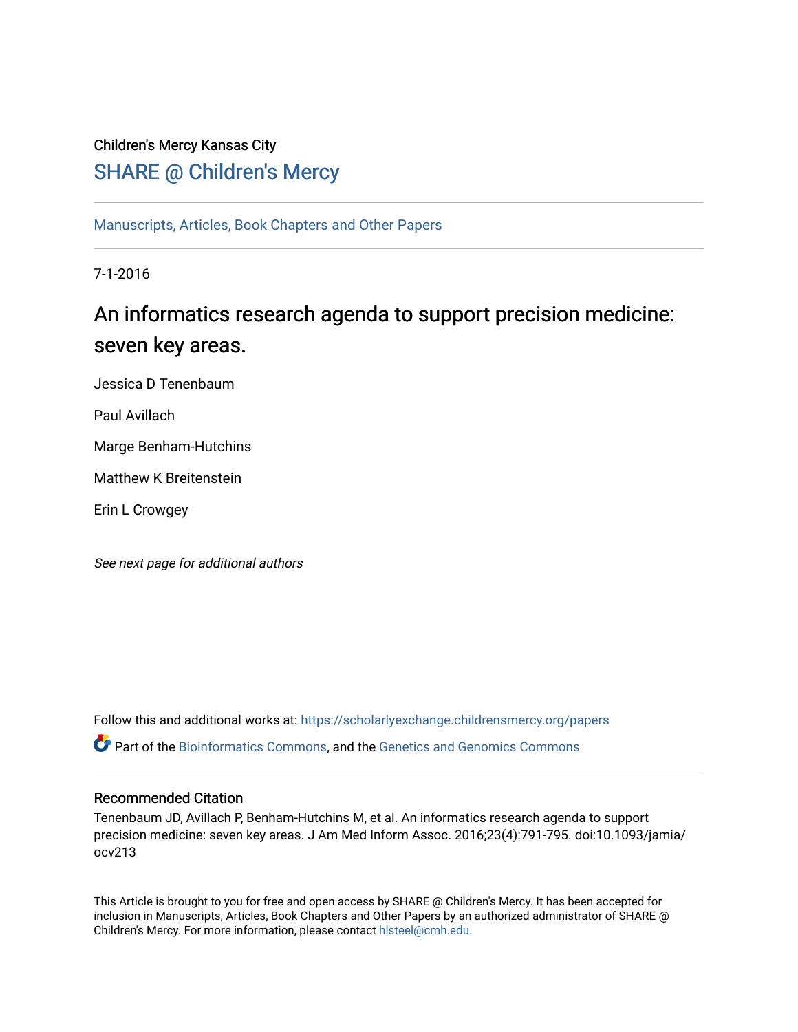Children's Mercy Kansas City

SHARE @ Children's Mercy

Manuscripts, Articles, Book Chapters and Other Papers

7-1-2016

# An informatics research agenda to support precision medicine: seven key areas.

Jessica D Tenenbaum

Paul Avillach

Marge Benham-Hutchins

Matthew K Breitenstein

Erin L Crowgey

*See next page for additional authors*

Follow this and additional works at: https://scholarlyexchange.childrensmercy.org/papers

Part of the Bioinformatics Commons, and the Genetics and Genomics Commons

## Recommended Citation

Tenenbaum JD, Avillach P, Benham-Hutchins M, et al. An informatics research agenda to support precision medicine: seven key areas. J Am Med Inform Assoc. 2016;23(4):791-795. doi:10.1093/jamia/ocv213

This Article is brought to you for free and open access by SHARE @ Children's Mercy. It has been accepted for inclusion in Manuscripts, Articles, Book Chapters and Other Papers by an authorized administrator of SHARE @ Children's Mercy. For more information, please contact hlsteel@cmh.edu.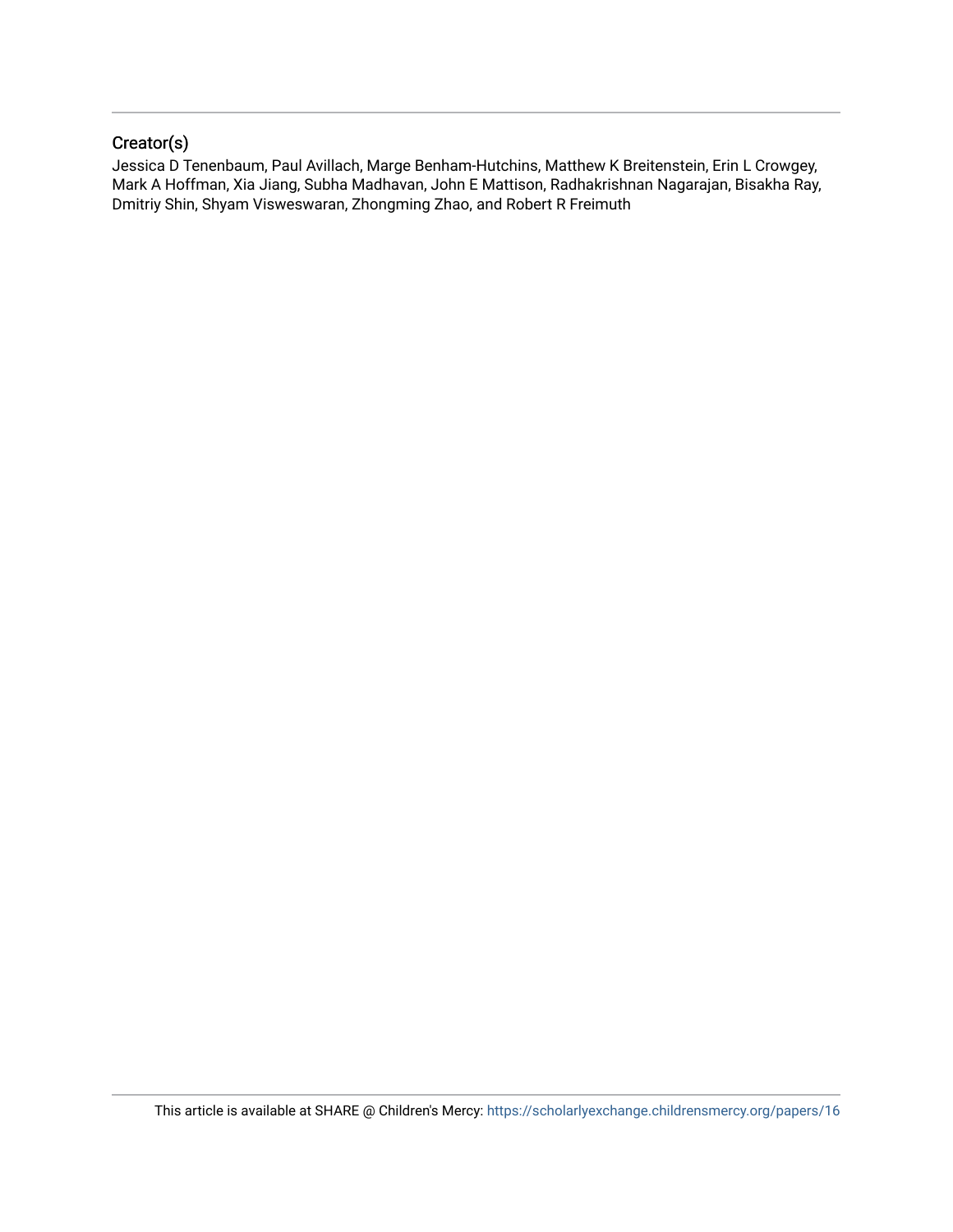## Creator(s)

Jessica D Tenenbaum, Paul Avillach, Marge Benham-Hutchins, Matthew K Breitenstein, Erin L Crowgey, Mark A Hoffman, Xia Jiang, Subha Madhavan, John E Mattison, Radhakrishnan Nagarajan, Bisakha Ray, Dmitriy Shin, Shyam Visweswaran, Zhongming Zhao, and Robert R Freimuth

This article is available at SHARE @ Children's Mercy: https://scholarlyexchange.childrensmercy.org/papers/16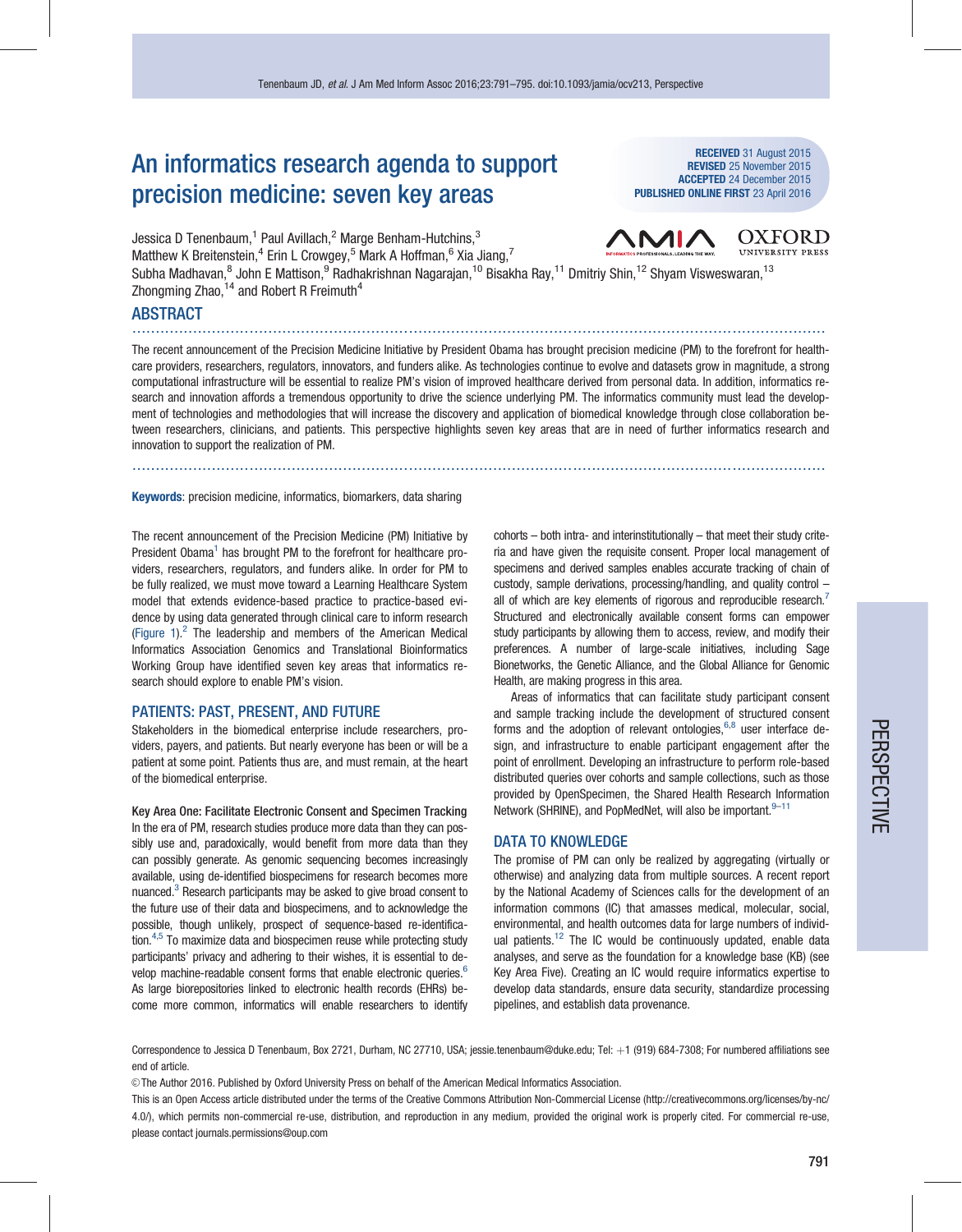# An informatics research agenda to support precision medicine: seven key areas

**RECEIVED** 31 August 2015
**REVISED** 25 November 2015
**ACCEPTED** 24 December 2015
**PUBLISHED ONLINE FIRST** 23 April 2016

Jessica D Tenenbaum,[1] Paul Avillach,[2] Marge Benham-Hutchins,[3] Matthew K Breitenstein,[4] Erin L Crowgey,[5] Mark A Hoffman,[6] Xia Jiang,[7] Subha Madhavan,[8] John E Mattison,[9] Radhakrishnan Nagarajan,[10] Bisakha Ray,[11] Dmitriy Shin,[12] Shyam Visweswaran,[13] Zhongming Zhao,[14] and Robert R Freimuth[4]

## ABSTRACT

The recent announcement of the Precision Medicine Initiative by President Obama has brought precision medicine (PM) to the forefront for healthcare providers, researchers, regulators, innovators, and funders alike. As technologies continue to evolve and datasets grow in magnitude, a strong computational infrastructure will be essential to realize PM's vision of improved healthcare derived from personal data. In addition, informatics research and innovation affords a tremendous opportunity to drive the science underlying PM. The informatics community must lead the development of technologies and methodologies that will increase the discovery and application of biomedical knowledge through close collaboration between researchers, clinicians, and patients. This perspective highlights seven key areas that are in need of further informatics research and innovation to support the realization of PM.

**Keywords**: precision medicine, informatics, biomarkers, data sharing

The recent announcement of the Precision Medicine (PM) Initiative by President Obama[1] has brought PM to the forefront for healthcare providers, researchers, regulators, and funders alike. In order for PM to be fully realized, we must move toward a Learning Healthcare System model that extends evidence-based practice to practice-based evidence by using data generated through clinical care to inform research (Figure 1).[2] The leadership and members of the American Medical Informatics Association Genomics and Translational Bioinformatics Working Group have identified seven key areas that informatics research should explore to enable PM's vision.

## PATIENTS: PAST, PRESENT, AND FUTURE

Stakeholders in the biomedical enterprise include researchers, providers, payers, and patients. But nearly everyone has been or will be a patient at some point. Patients thus are, and must remain, at the heart of the biomedical enterprise.

### Key Area One: Facilitate Electronic Consent and Specimen Tracking

In the era of PM, research studies produce more data than they can possibly use and, paradoxically, would benefit from more data than they can possibly generate. As genomic sequencing becomes increasingly available, using de-identified biospecimens for research becomes more nuanced.[3] Research participants may be asked to give broad consent to the future use of their data and biospecimens, and to acknowledge the possible, though unlikely, prospect of sequence-based re-identification.[4,5] To maximize data and biospecimen reuse while protecting study participants' privacy and adhering to their wishes, it is essential to develop machine-readable consent forms that enable electronic queries.[6] As large biorepositories linked to electronic health records (EHRs) become more common, informatics will enable researchers to identify cohorts – both intra- and interinstitutionally – that meet their study criteria and have given the requisite consent. Proper local management of specimens and derived samples enables accurate tracking of chain of custody, sample derivations, processing/handling, and quality control – all of which are key elements of rigorous and reproducible research.[7] Structured and electronically available consent forms can empower study participants by allowing them to access, review, and modify their preferences. A number of large-scale initiatives, including Sage Bionetworks, the Genetic Alliance, and the Global Alliance for Genomic Health, are making progress in this area.

Areas of informatics that can facilitate study participant consent and sample tracking include the development of structured consent forms and the adoption of relevant ontologies,[6,8] user interface design, and infrastructure to enable participant engagement after the point of enrollment. Developing an infrastructure to perform role-based distributed queries over cohorts and sample collections, such as those provided by OpenSpecimen, the Shared Health Research Information Network (SHRINE), and PopMedNet, will also be important.[9–11]

## DATA TO KNOWLEDGE

The promise of PM can only be realized by aggregating (virtually or otherwise) and analyzing data from multiple sources. A recent report by the National Academy of Sciences calls for the development of an information commons (IC) that amasses medical, molecular, social, environmental, and health outcomes data for large numbers of individual patients.[12] The IC would be continuously updated, enable data analyses, and serve as the foundation for a knowledge base (KB) (see Key Area Five). Creating an IC would require informatics expertise to develop data standards, ensure data security, standardize processing pipelines, and establish data provenance.

Correspondence to Jessica D Tenenbaum, Box 2721, Durham, NC 27710, USA; jessie.tenenbaum@duke.edu; Tel: +1 (919) 684-7308; For numbered affiliations see end of article.

© The Author 2016. Published by Oxford University Press on behalf of the American Medical Informatics Association.

This is an Open Access article distributed under the terms of the Creative Commons Attribution Non-Commercial License (http://creativecommons.org/licenses/by-nc/4.0/), which permits non-commercial re-use, distribution, and reproduction in any medium, provided the original work is properly cited. For commercial re-use, please contact journals.permissions@oup.com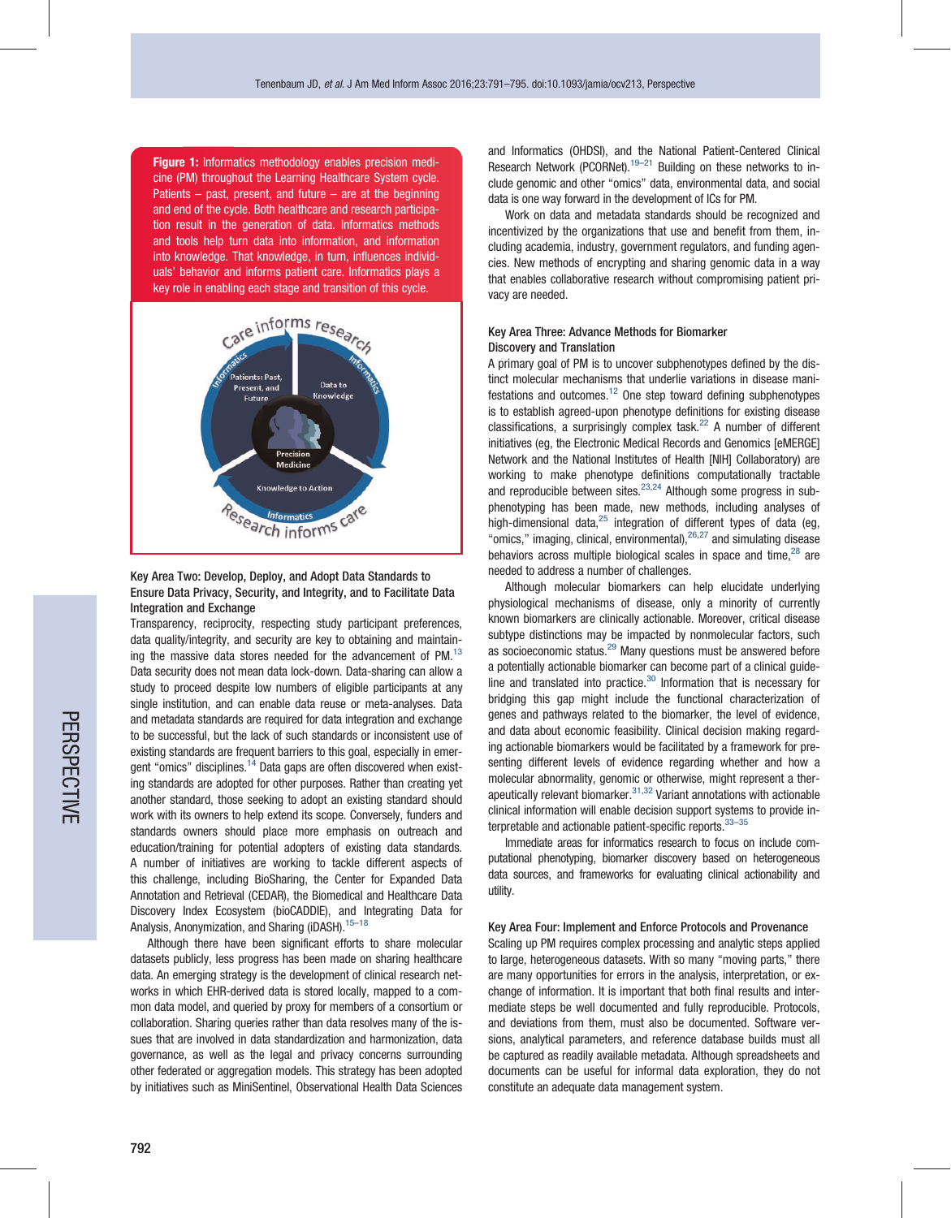**Figure 1:** Informatics methodology enables precision medicine (PM) throughout the Learning Healthcare System cycle. Patients – past, present, and future – are at the beginning and end of the cycle. Both healthcare and research participation result in the generation of data. Informatics methods and tools help turn data into information, and information into knowledge. That knowledge, in turn, influences individuals' behavior and informs patient care. Informatics plays a key role in enabling each stage and transition of this cycle.

### Key Area Two: Develop, Deploy, and Adopt Data Standards to Ensure Data Privacy, Security, and Integrity, and to Facilitate Data Integration and Exchange

Transparency, reciprocity, respecting study participant preferences, data quality/integrity, and security are key to obtaining and maintaining the massive data stores needed for the advancement of PM.[13] Data security does not mean data lock-down. Data-sharing can allow a study to proceed despite low numbers of eligible participants at any single institution, and can enable data reuse or meta-analyses. Data and metadata standards are required for data integration and exchange to be successful, but the lack of such standards or inconsistent use of existing standards are frequent barriers to this goal, especially in emergent "omics" disciplines.[14] Data gaps are often discovered when existing standards are adopted for other purposes. Rather than creating yet another standard, those seeking to adopt an existing standard should work with its owners to help extend its scope. Conversely, funders and standards owners should place more emphasis on outreach and education/training for potential adopters of existing data standards. A number of initiatives are working to tackle different aspects of this challenge, including BioSharing, the Center for Expanded Data Annotation and Retrieval (CEDAR), the Biomedical and Healthcare Data Discovery Index Ecosystem (bioCADDIE), and Integrating Data for Analysis, Anonymization, and Sharing (iDASH).[15–18]

Although there have been significant efforts to share molecular datasets publicly, less progress has been made on sharing healthcare data. An emerging strategy is the development of clinical research networks in which EHR-derived data is stored locally, mapped to a common data model, and queried by proxy for members of a consortium or collaboration. Sharing queries rather than data resolves many of the issues that are involved in data standardization and harmonization, data governance, as well as the legal and privacy concerns surrounding other federated or aggregation models. This strategy has been adopted by initiatives such as MiniSentinel, Observational Health Data Sciences and Informatics (OHDSI), and the National Patient-Centered Clinical Research Network (PCORNet).[19–21] Building on these networks to include genomic and other "omics" data, environmental data, and social data is one way forward in the development of ICs for PM.

Work on data and metadata standards should be recognized and incentivized by the organizations that use and benefit from them, including academia, industry, government regulators, and funding agencies. New methods of encrypting and sharing genomic data in a way that enables collaborative research without compromising patient privacy are needed.

### Key Area Three: Advance Methods for Biomarker Discovery and Translation

A primary goal of PM is to uncover subphenotypes defined by the distinct molecular mechanisms that underlie variations in disease manifestations and outcomes.[12] One step toward defining subphenotypes is to establish agreed-upon phenotype definitions for existing disease classifications, a surprisingly complex task.[22] A number of different initiatives (eg, the Electronic Medical Records and Genomics [eMERGE] Network and the National Institutes of Health [NIH] Collaboratory) are working to make phenotype definitions computationally tractable and reproducible between sites.[23,24] Although some progress in subphenotyping has been made, new methods, including analyses of high-dimensional data,[25] integration of different types of data (eg, "omics," imaging, clinical, environmental),[26,27] and simulating disease behaviors across multiple biological scales in space and time,[28] are needed to address a number of challenges.

Although molecular biomarkers can help elucidate underlying physiological mechanisms of disease, only a minority of currently known biomarkers are clinically actionable. Moreover, critical disease subtype distinctions may be impacted by nonmolecular factors, such as socioeconomic status.[29] Many questions must be answered before a potentially actionable biomarker can become part of a clinical guideline and translated into practice.[30] Information that is necessary for bridging this gap might include the functional characterization of genes and pathways related to the biomarker, the level of evidence, and data about economic feasibility. Clinical decision making regarding actionable biomarkers would be facilitated by a framework for presenting different levels of evidence regarding whether and how a molecular abnormality, genomic or otherwise, might represent a therapeutically relevant biomarker.[31,32] Variant annotations with actionable clinical information will enable decision support systems to provide interpretable and actionable patient-specific reports.[33–35]

Immediate areas for informatics research to focus on include computational phenotyping, biomarker discovery based on heterogeneous data sources, and frameworks for evaluating clinical actionability and utility.

### Key Area Four: Implement and Enforce Protocols and Provenance

Scaling up PM requires complex processing and analytic steps applied to large, heterogeneous datasets. With so many "moving parts," there are many opportunities for errors in the analysis, interpretation, or exchange of information. It is important that both final results and intermediate steps be well documented and fully reproducible. Protocols, and deviations from them, must also be documented. Software versions, analytical parameters, and reference database builds must all be captured as readily available metadata. Although spreadsheets and documents can be useful for informal data exploration, they do not constitute an adequate data management system.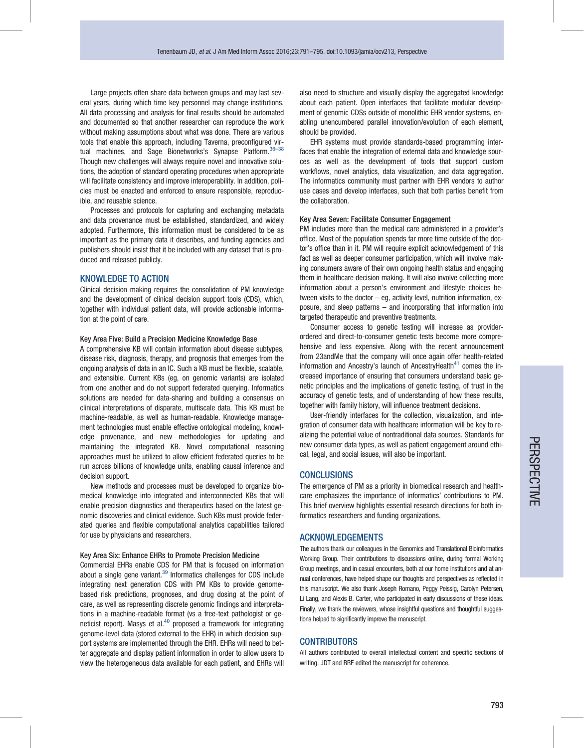Large projects often share data between groups and may last several years, during which time key personnel may change institutions. All data processing and analysis for final results should be automated and documented so that another researcher can reproduce the work without making assumptions about what was done. There are various tools that enable this approach, including Taverna, preconfigured virtual machines, and Sage Bionetworks's Synapse Platform.[36–38] Though new challenges will always require novel and innovative solutions, the adoption of standard operating procedures when appropriate will facilitate consistency and improve interoperability. In addition, policies must be enacted and enforced to ensure responsible, reproducible, and reusable science.

Processes and protocols for capturing and exchanging metadata and data provenance must be established, standardized, and widely adopted. Furthermore, this information must be considered to be as important as the primary data it describes, and funding agencies and publishers should insist that it be included with any dataset that is produced and released publicly.

## KNOWLEDGE TO ACTION

Clinical decision making requires the consolidation of PM knowledge and the development of clinical decision support tools (CDS), which, together with individual patient data, will provide actionable information at the point of care.

### Key Area Five: Build a Precision Medicine Knowledge Base

A comprehensive KB will contain information about disease subtypes, disease risk, diagnosis, therapy, and prognosis that emerges from the ongoing analysis of data in an IC. Such a KB must be flexible, scalable, and extensible. Current KBs (eg, on genomic variants) are isolated from one another and do not support federated querying. Informatics solutions are needed for data-sharing and building a consensus on clinical interpretations of disparate, multiscale data. This KB must be machine-readable, as well as human-readable. Knowledge management technologies must enable effective ontological modeling, knowledge provenance, and new methodologies for updating and maintaining the integrated KB. Novel computational reasoning approaches must be utilized to allow efficient federated queries to be run across billions of knowledge units, enabling causal inference and decision support.

New methods and processes must be developed to organize biomedical knowledge into integrated and interconnected KBs that will enable precision diagnostics and therapeutics based on the latest genomic discoveries and clinical evidence. Such KBs must provide federated queries and flexible computational analytics capabilities tailored for use by physicians and researchers.

### Key Area Six: Enhance EHRs to Promote Precision Medicine

Commercial EHRs enable CDS for PM that is focused on information about a single gene variant.[39] Informatics challenges for CDS include integrating next generation CDS with PM KBs to provide genome-based risk predictions, prognoses, and drug dosing at the point of care, as well as representing discrete genomic findings and interpretations in a machine-readable format (vs a free-text pathologist or geneticist report). Masys et al.[40] proposed a framework for integrating genome-level data (stored external to the EHR) in which decision support systems are implemented through the EHR. EHRs will need to better aggregate and display patient information in order to allow users to view the heterogeneous data available for each patient, and EHRs will also need to structure and visually display the aggregated knowledge about each patient. Open interfaces that facilitate modular development of genomic CDSs outside of monolithic EHR vendor systems, enabling unencumbered parallel innovation/evolution of each element, should be provided.

EHR systems must provide standards-based programming interfaces that enable the integration of external data and knowledge sources as well as the development of tools that support custom workflows, novel analytics, data visualization, and data aggregation. The informatics community must partner with EHR vendors to author use cases and develop interfaces, such that both parties benefit from the collaboration.

### Key Area Seven: Facilitate Consumer Engagement

PM includes more than the medical care administered in a provider's office. Most of the population spends far more time outside of the doctor's office than in it. PM will require explicit acknowledgement of this fact as well as deeper consumer participation, which will involve making consumers aware of their own ongoing health status and engaging them in healthcare decision making. It will also involve collecting more information about a person's environment and lifestyle choices between visits to the doctor – eg, activity level, nutrition information, exposure, and sleep patterns – and incorporating that information into targeted therapeutic and preventive treatments.

Consumer access to genetic testing will increase as provider-ordered and direct-to-consumer genetic tests become more comprehensive and less expensive. Along with the recent announcement from 23andMe that the company will once again offer health-related information and Ancestry's launch of AncestryHealth[41] comes the increased importance of ensuring that consumers understand basic genetic principles and the implications of genetic testing, of trust in the accuracy of genetic tests, and of understanding of how these results, together with family history, will influence treatment decisions.

User-friendly interfaces for the collection, visualization, and integration of consumer data with healthcare information will be key to realizing the potential value of nontraditional data sources. Standards for new consumer data types, as well as patient engagement around ethical, legal, and social issues, will also be important.

## CONCLUSIONS

The emergence of PM as a priority in biomedical research and healthcare emphasizes the importance of informatics' contributions to PM. This brief overview highlights essential research directions for both informatics researchers and funding organizations.

## ACKNOWLEDGEMENTS

The authors thank our colleagues in the Genomics and Translational Bioinformatics Working Group. Their contributions to discussions online, during formal Working Group meetings, and in casual encounters, both at our home institutions and at annual conferences, have helped shape our thoughts and perspectives as reflected in this manuscript. We also thank Joseph Romano, Peggy Peissig, Carolyn Petersen, Li Lang, and Alexis B. Carter, who participated in early discussions of these ideas. Finally, we thank the reviewers, whose insightful questions and thoughtful suggestions helped to significantly improve the manuscript.

## CONTRIBUTORS

All authors contributed to overall intellectual content and specific sections of writing. JDT and RRF edited the manuscript for coherence.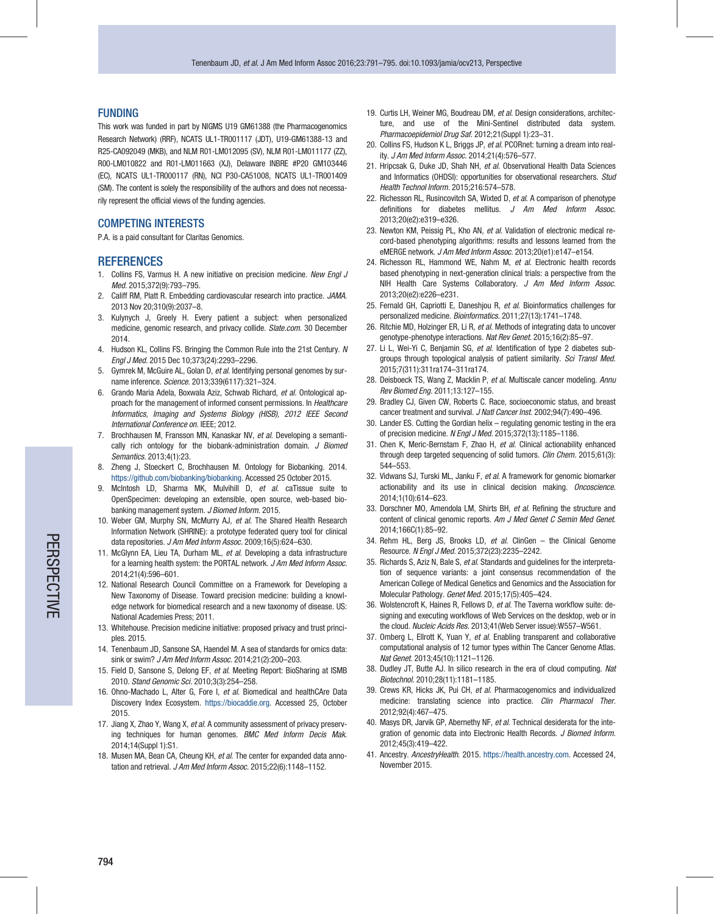## FUNDING

This work was funded in part by NIGMS U19 GM61388 (the Pharmacogenomics Research Network) (RRF), NCATS UL1-TR001117 (JDT), U19-GM61388-13 and R25-CA092049 (MKB), and NLM R01-LM012095 (SV), NLM R01-LM011177 (ZZ), R00-LM010822 and R01-LM011663 (XJ), Delaware INBRE #P20 GM103446 (EC), NCATS UL1-TR000117 (RN), NCI P30-CA51008, NCATS UL1-TR001409 (SM). The content is solely the responsibility of the authors and does not necessarily represent the official views of the funding agencies.

## COMPETING INTERESTS

P.A. is a paid consultant for Claritas Genomics.

## REFERENCES

1. Collins FS, Varmus H. A new initiative on precision medicine. *New Engl J Med.* 2015;372(9):793–795.
2. Califf RM, Platt R. Embedding cardiovascular research into practice. *JAMA.* 2013 Nov 20;310(9):2037–8.
3. Kulynych J, Greely H. Every patient a subject: when personalized medicine, genomic research, and privacy collide. *Slate.com.* 30 December 2014.
4. Hudson KL, Collins FS. Bringing the Common Rule into the 21st Century. *N Engl J Med.* 2015 Dec 10;373(24):2293–2296.
5. Gymrek M, McGuire AL, Golan D, *et al.* Identifying personal genomes by surname inference. *Science.* 2013;339(6117):321–324.
6. Grando Maria Adela, Boxwala Aziz, Schwab Richard, *et al.* Ontological approach for the management of informed consent permissions. In *Healthcare Informatics, Imaging and Systems Biology (HISB), 2012 IEEE Second International Conference on.* IEEE; 2012.
7. Brochhausen M, Fransson MN, Kanaskar NV, *et al.* Developing a semantically rich ontology for the biobank-administration domain. *J Biomed Semantics.* 2013;4(1):23.
8. Zheng J, Stoeckert C, Brochhausen M. Ontology for Biobanking. 2014. https://github.com/biobanking/biobanking. Accessed 25 October 2015.
9. McIntosh LD, Sharma MK, Mulvihill D, *et al.* caTissue suite to OpenSpecimen: developing an extensible, open source, web-based biobanking management system. *J Biomed Inform.* 2015.
10. Weber GM, Murphy SN, McMurry AJ, *et al.* The Shared Health Research Information Network (SHRINE): a prototype federated query tool for clinical data repositories. *J Am Med Inform Assoc.* 2009;16(5):624–630.
11. McGlynn EA, Lieu TA, Durham ML, *et al.* Developing a data infrastructure for a learning health system: the PORTAL network. *J Am Med Inform Assoc.* 2014;21(4):596–601.
12. National Research Council Committee on a Framework for Developing a New Taxonomy of Disease. Toward precision medicine: building a knowledge network for biomedical research and a new taxonomy of disease. US: National Academies Press; 2011.
13. Whitehouse. Precision medicine initiative: proposed privacy and trust principles. 2015.
14. Tenenbaum JD, Sansone SA, Haendel M. A sea of standards for omics data: sink or swim? *J Am Med Inform Assoc.* 2014;21(2):200–203.
15. Field D, Sansone S, Delong EF, *et al.* Meeting Report: BioSharing at ISMB 2010. *Stand Genomic Sci.* 2010;3(3):254–258.
16. Ohno-Machado L, Alter G, Fore I, *et al.* Biomedical and healthCAre Data Discovery Index Ecosystem. https://biocaddie.org. Accessed 25, October 2015.
17. Jiang X, Zhao Y, Wang X, *et al.* A community assessment of privacy preserving techniques for human genomes. *BMC Med Inform Decis Mak.* 2014;14(Suppl 1):S1.
18. Musen MA, Bean CA, Cheung KH, *et al.* The center for expanded data annotation and retrieval. *J Am Med Inform Assoc.* 2015;22(6):1148–1152.
19. Curtis LH, Weiner MG, Boudreau DM, *et al.* Design considerations, architecture, and use of the Mini-Sentinel distributed data system. *Pharmacoepidemiol Drug Saf.* 2012;21(Suppl 1):23–31.
20. Collins FS, Hudson K L, Briggs JP, *et al.* PCORnet: turning a dream into reality. *J Am Med Inform Assoc.* 2014;21(4):576–577.
21. Hripcsak G, Duke JD, Shah NH, *et al.* Observational Health Data Sciences and Informatics (OHDSI): opportunities for observational researchers. *Stud Health Technol Inform.* 2015;216:574–578.
22. Richesson RL, Rusincovitch SA, Wixted D, *et al.* A comparison of phenotype definitions for diabetes mellitus. *J Am Med Inform Assoc.* 2013;20(e2):e319–e326.
23. Newton KM, Peissig PL, Kho AN, *et al.* Validation of electronic medical record-based phenotyping algorithms: results and lessons learned from the eMERGE network. *J Am Med Inform Assoc.* 2013;20(e1):e147–e154.
24. Richesson RL, Hammond WE, Nahm M, *et al.* Electronic health records based phenotyping in next-generation clinical trials: a perspective from the NIH Health Care Systems Collaboratory. *J Am Med Inform Assoc.* 2013;20(e2):e226–e231.
25. Fernald GH, Capriotti E, Daneshjou R, *et al.* Bioinformatics challenges for personalized medicine. *Bioinformatics.* 2011;27(13):1741–1748.
26. Ritchie MD, Holzinger ER, Li R, *et al.* Methods of integrating data to uncover genotype-phenotype interactions. *Nat Rev Genet.* 2015;16(2):85–97.
27. Li L, Wei-Yi C, Benjamin SG, *et al.* Identification of type 2 diabetes subgroups through topological analysis of patient similarity. *Sci Transl Med.* 2015;7(311):311ra174–311ra174.
28. Deisboeck TS, Wang Z, Macklin P, *et al.* Multiscale cancer modeling. *Annu Rev Biomed Eng.* 2011;13:127–155.
29. Bradley CJ, Given CW, Roberts C. Race, socioeconomic status, and breast cancer treatment and survival. *J Natl Cancer Inst.* 2002;94(7):490–496.
30. Lander ES. Cutting the Gordian helix – regulating genomic testing in the era of precision medicine. *N Engl J Med.* 2015;372(13):1185–1186.
31. Chen K, Meric-Bernstam F, Zhao H, *et al.* Clinical actionability enhanced through deep targeted sequencing of solid tumors. *Clin Chem.* 2015;61(3):544–553.
32. Vidwans SJ, Turski ML, Janku F, *et al.* A framework for genomic biomarker actionability and its use in clinical decision making. *Oncoscience.* 2014;1(10):614–623.
33. Dorschner MO, Amendola LM, Shirts BH, *et al.* Refining the structure and content of clinical genomic reports. *Am J Med Genet C Semin Med Genet.* 2014;166C(1):85–92.
34. Rehm HL, Berg JS, Brooks LD, *et al.* ClinGen – the Clinical Genome Resource. *N Engl J Med.* 2015;372(23):2235–2242.
35. Richards S, Aziz N, Bale S, *et al.* Standards and guidelines for the interpretation of sequence variants: a joint consensus recommendation of the American College of Medical Genetics and Genomics and the Association for Molecular Pathology. *Genet Med.* 2015;17(5):405–424.
36. Wolstencroft K, Haines R, Fellows D, *et al.* The Taverna workflow suite: designing and executing workflows of Web Services on the desktop, web or in the cloud. *Nucleic Acids Res.* 2013;41(Web Server issue):W557–W561.
37. Omberg L, Ellrott K, Yuan Y, *et al.* Enabling transparent and collaborative computational analysis of 12 tumor types within The Cancer Genome Atlas. *Nat Genet.* 2013;45(10):1121–1126.
38. Dudley JT, Butte AJ. In silico research in the era of cloud computing. *Nat Biotechnol.* 2010;28(11):1181–1185.
39. Crews KR, Hicks JK, Pui CH, *et al.* Pharmacogenomics and individualized medicine: translating science into practice. *Clin Pharmacol Ther.* 2012;92(4):467–475.
40. Masys DR, Jarvik GP, Abernethy NF, *et al.* Technical desiderata for the integration of genomic data into Electronic Health Records. *J Biomed Inform.* 2012;45(3):419–422.
41. Ancestry. *AncestryHealth.* 2015. https://health.ancestry.com. Accessed 24, November 2015.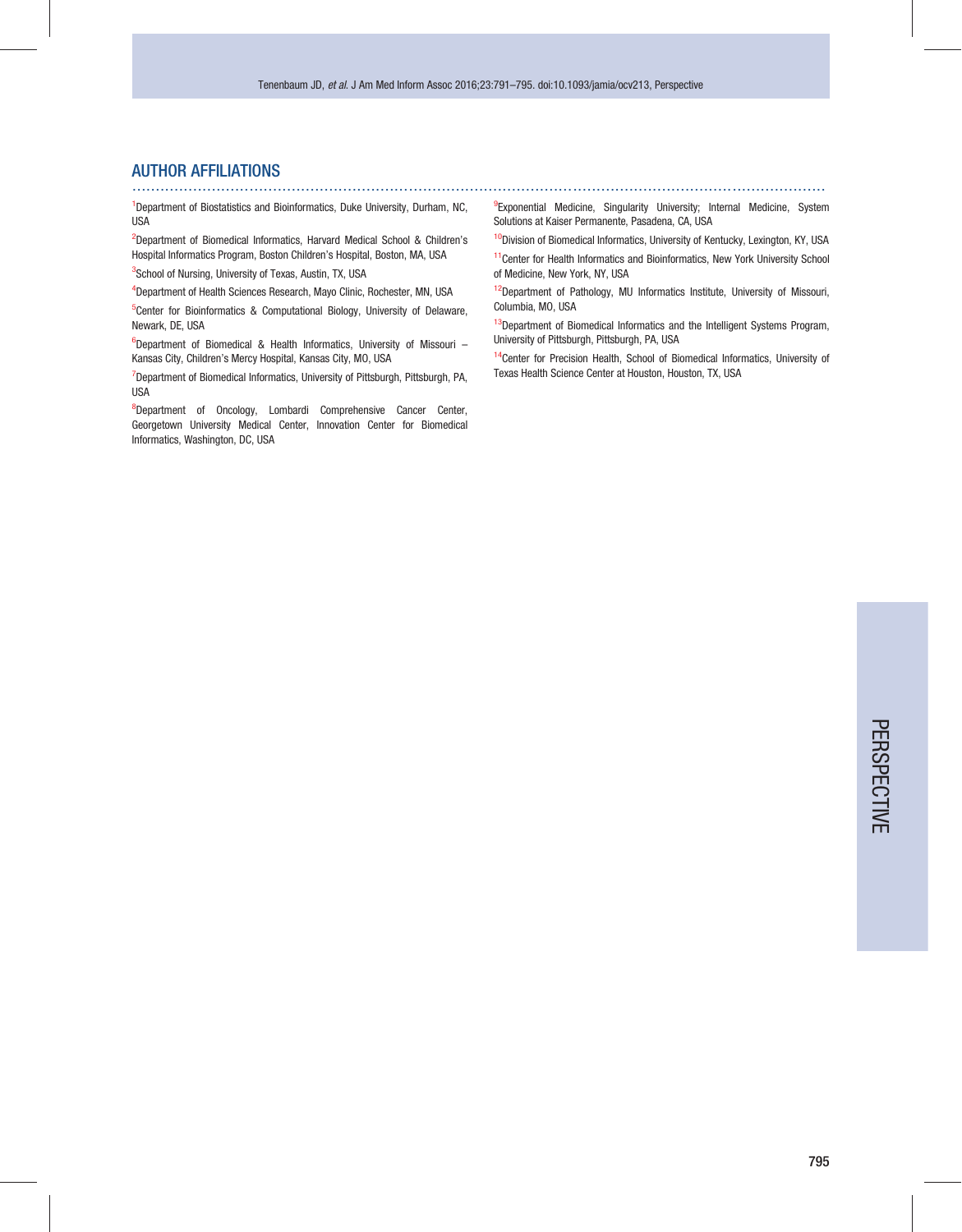## AUTHOR AFFILIATIONS

[1]Department of Biostatistics and Bioinformatics, Duke University, Durham, NC, USA

[2]Department of Biomedical Informatics, Harvard Medical School & Children's Hospital Informatics Program, Boston Children's Hospital, Boston, MA, USA

[3]School of Nursing, University of Texas, Austin, TX, USA

[4]Department of Health Sciences Research, Mayo Clinic, Rochester, MN, USA

[5]Center for Bioinformatics & Computational Biology, University of Delaware, Newark, DE, USA

[6]Department of Biomedical & Health Informatics, University of Missouri – Kansas City, Children's Mercy Hospital, Kansas City, MO, USA

[7]Department of Biomedical Informatics, University of Pittsburgh, Pittsburgh, PA, USA

[8]Department of Oncology, Lombardi Comprehensive Cancer Center, Georgetown University Medical Center, Innovation Center for Biomedical Informatics, Washington, DC, USA

[9]Exponential Medicine, Singularity University; Internal Medicine, System Solutions at Kaiser Permanente, Pasadena, CA, USA

[10]Division of Biomedical Informatics, University of Kentucky, Lexington, KY, USA

[11]Center for Health Informatics and Bioinformatics, New York University School of Medicine, New York, NY, USA

[12]Department of Pathology, MU Informatics Institute, University of Missouri, Columbia, MO, USA

[13]Department of Biomedical Informatics and the Intelligent Systems Program, University of Pittsburgh, Pittsburgh, PA, USA

[14]Center for Precision Health, School of Biomedical Informatics, University of Texas Health Science Center at Houston, Houston, TX, USA